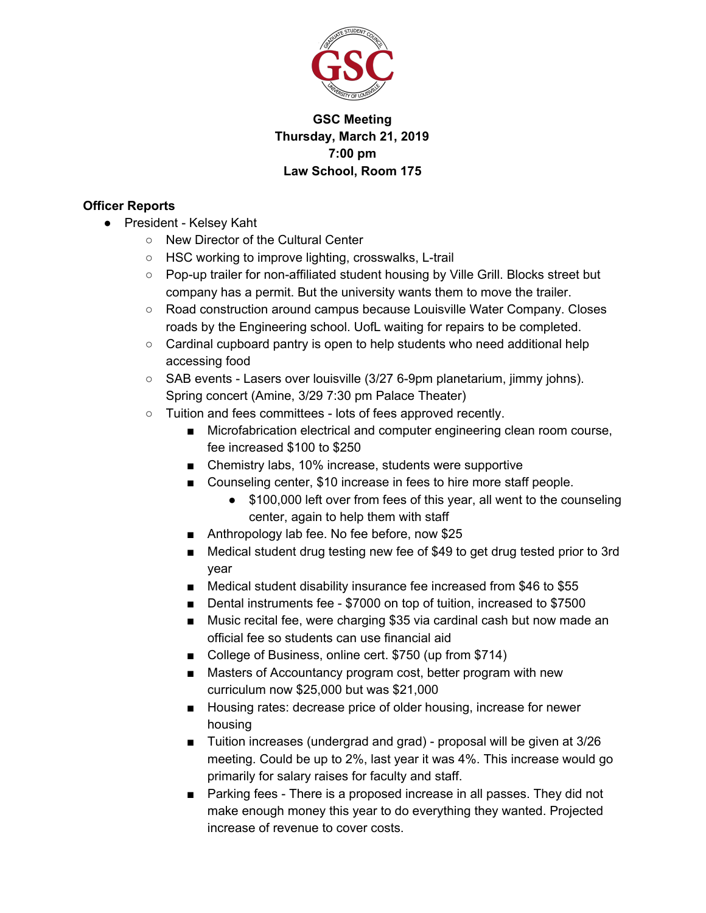**GSC Meeting**
**Thursday, March 21, 2019**
**7:00 pm**
**Law School, Room 175**

**Officer Reports**

- President - Kelsey Kaht
    - New Director of the Cultural Center
    - HSC working to improve lighting, crosswalks, L-trail
    - Pop-up trailer for non-affiliated student housing by Ville Grill. Blocks street but company has a permit. But the university wants them to move the trailer.
    - Road construction around campus because Louisville Water Company. Closes roads by the Engineering school. UofL waiting for repairs to be completed.
    - Cardinal cupboard pantry is open to help students who need additional help accessing food
    - SAB events - Lasers over louisville (3/27 6-9pm planetarium, jimmy johns). Spring concert (Amine, 3/29 7:30 pm Palace Theater)
    - Tuition and fees committees - lots of fees approved recently.
        - Microfabrication electrical and computer engineering clean room course, fee increased $100 to $250
        - Chemistry labs, 10% increase, students were supportive
        - Counseling center, $10 increase in fees to hire more staff people.
            - $100,000 left over from fees of this year, all went to the counseling center, again to help them with staff
        - Anthropology lab fee. No fee before, now $25
        - Medical student drug testing new fee of $49 to get drug tested prior to 3rd year
        - Medical student disability insurance fee increased from $46 to $55
        - Dental instruments fee - $7000 on top of tuition, increased to $7500
        - Music recital fee, were charging $35 via cardinal cash but now made an official fee so students can use financial aid
        - College of Business, online cert. $750 (up from $714)
        - Masters of Accountancy program cost, better program with new curriculum now $25,000 but was $21,000
        - Housing rates: decrease price of older housing, increase for newer housing
        - Tuition increases (undergrad and grad) - proposal will be given at 3/26 meeting. Could be up to 2%, last year it was 4%. This increase would go primarily for salary raises for faculty and staff.
        - Parking fees - There is a proposed increase in all passes. They did not make enough money this year to do everything they wanted. Projected increase of revenue to cover costs.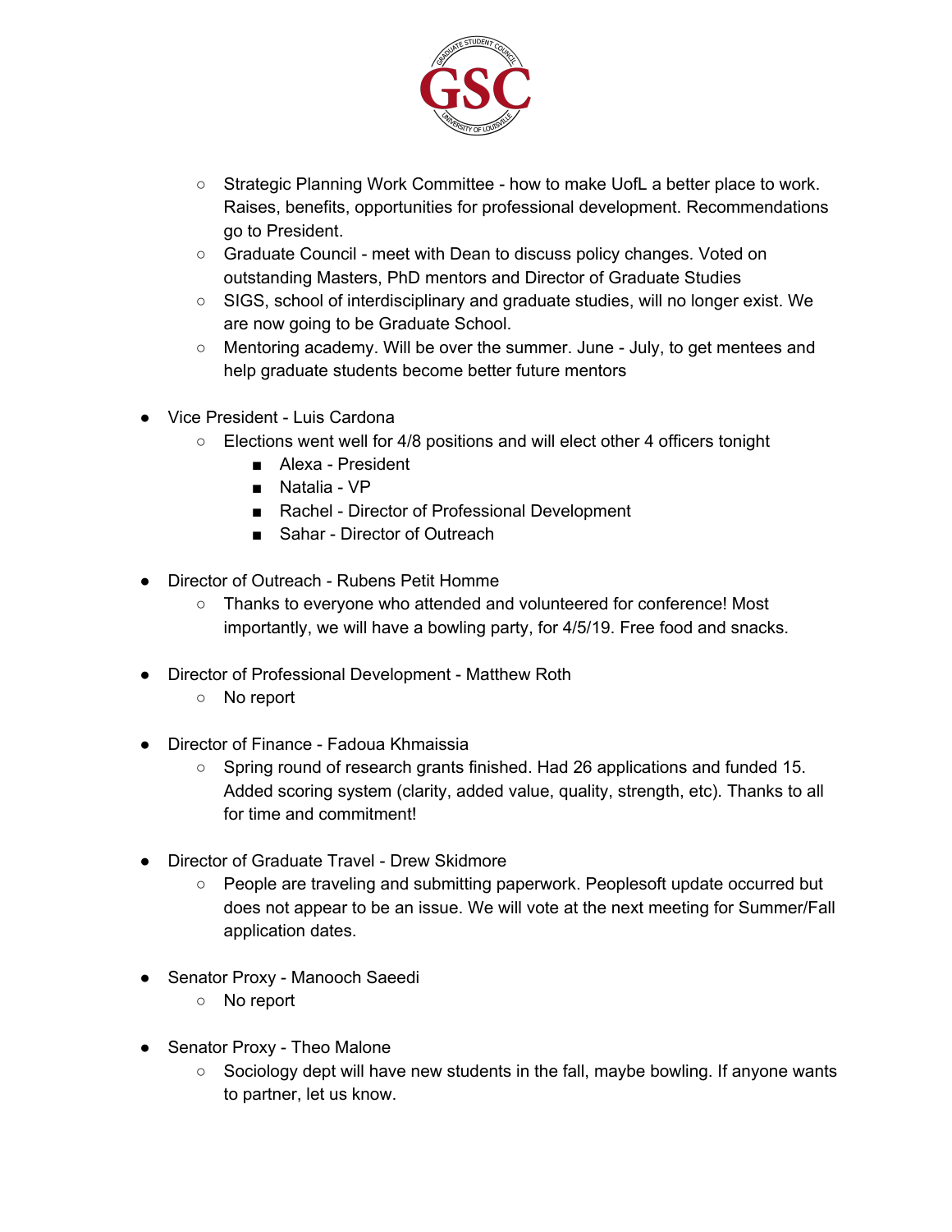- Strategic Planning Work Committee - how to make UofL a better place to work. Raises, benefits, opportunities for professional development. Recommendations go to President.
  - Graduate Council - meet with Dean to discuss policy changes. Voted on outstanding Masters, PhD mentors and Director of Graduate Studies
  - SIGS, school of interdisciplinary and graduate studies, will no longer exist. We are now going to be Graduate School.
  - Mentoring academy. Will be over the summer. June - July, to get mentees and help graduate students become better future mentors

- Vice President - Luis Cardona
  - Elections went well for 4/8 positions and will elect other 4 officers tonight
    - Alexa - President
    - Natalia - VP
    - Rachel - Director of Professional Development
    - Sahar - Director of Outreach

- Director of Outreach - Rubens Petit Homme
  - Thanks to everyone who attended and volunteered for conference! Most importantly, we will have a bowling party, for 4/5/19. Free food and snacks.

- Director of Professional Development - Matthew Roth
  - No report

- Director of Finance - Fadoua Khmaissia
  - Spring round of research grants finished. Had 26 applications and funded 15. Added scoring system (clarity, added value, quality, strength, etc). Thanks to all for time and commitment!

- Director of Graduate Travel - Drew Skidmore
  - People are traveling and submitting paperwork. Peoplesoft update occurred but does not appear to be an issue. We will vote at the next meeting for Summer/Fall application dates.

- Senator Proxy - Manooch Saeedi
  - No report

- Senator Proxy - Theo Malone
  - Sociology dept will have new students in the fall, maybe bowling. If anyone wants to partner, let us know.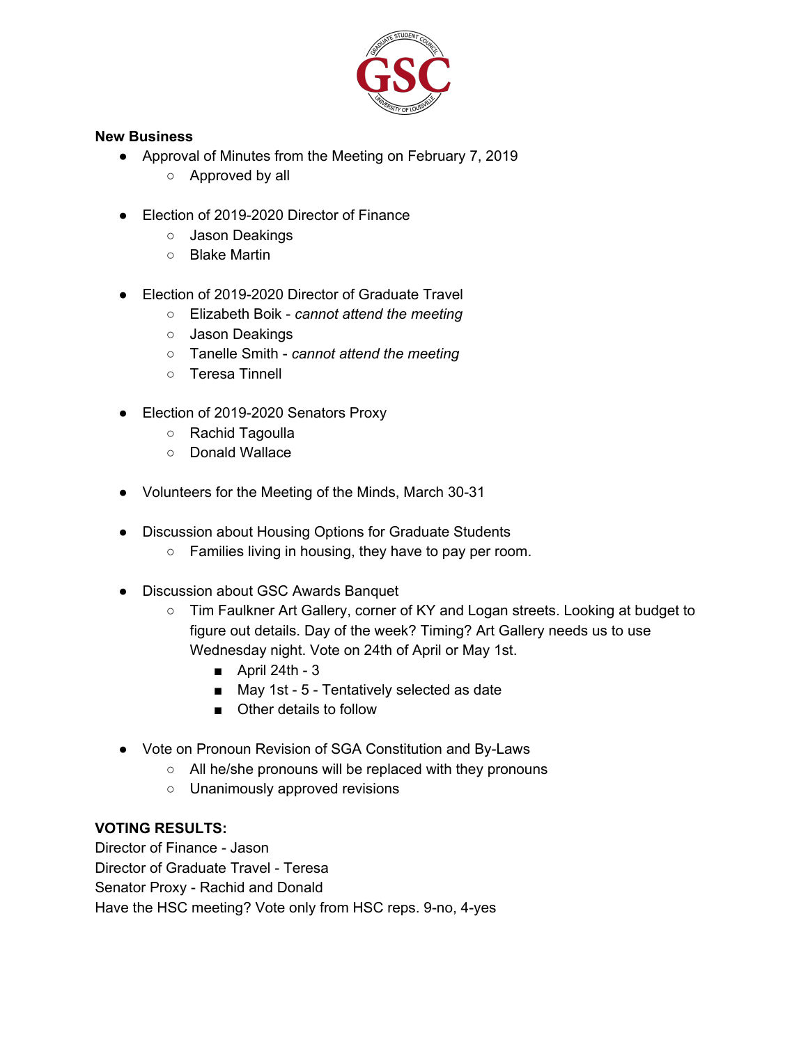**New Business**

- Approval of Minutes from the Meeting on February 7, 2019
    - Approved by all

- Election of 2019-2020 Director of Finance
    - Jason Deakings
    - Blake Martin

- Election of 2019-2020 Director of Graduate Travel
    - Elizabeth Boik - *cannot attend the meeting*
    - Jason Deakings
    - Tanelle Smith - *cannot attend the meeting*
    - Teresa Tinnell

- Election of 2019-2020 Senators Proxy
    - Rachid Tagoulla
    - Donald Wallace

- Volunteers for the Meeting of the Minds, March 30-31

- Discussion about Housing Options for Graduate Students
    - Families living in housing, they have to pay per room.

- Discussion about GSC Awards Banquet
    - Tim Faulkner Art Gallery, corner of KY and Logan streets. Looking at budget to figure out details. Day of the week? Timing? Art Gallery needs us to use Wednesday night. Vote on 24th of April or May 1st.
        - April 24th - 3
        - May 1st - 5 - Tentatively selected as date
        - Other details to follow

- Vote on Pronoun Revision of SGA Constitution and By-Laws
    - All he/she pronouns will be replaced with they pronouns
    - Unanimously approved revisions

**VOTING RESULTS:**

Director of Finance - Jason
Director of Graduate Travel - Teresa
Senator Proxy - Rachid and Donald
Have the HSC meeting? Vote only from HSC reps. 9-no, 4-yes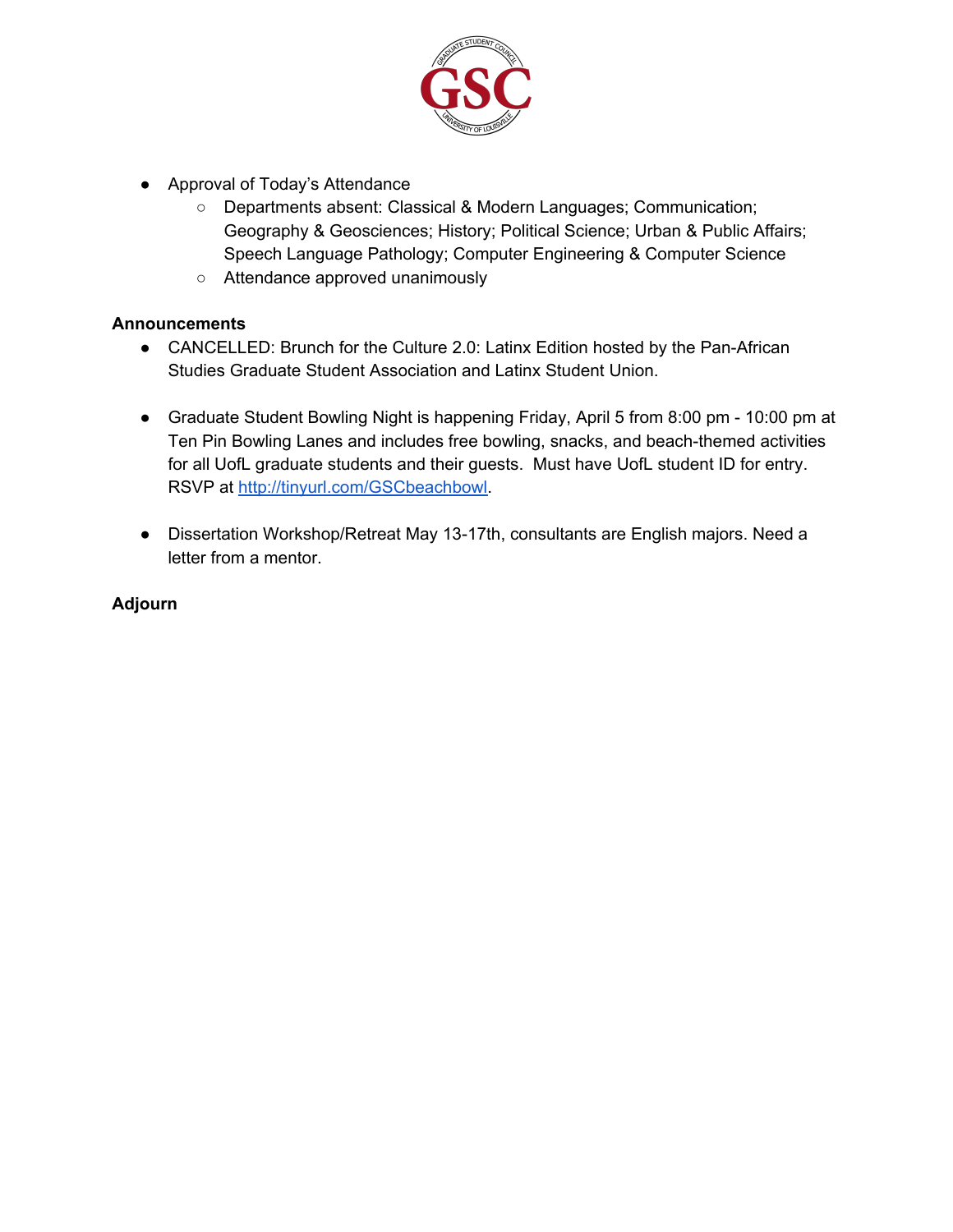- Approval of Today's Attendance
    - Departments absent: Classical & Modern Languages; Communication; Geography & Geosciences; History; Political Science; Urban & Public Affairs; Speech Language Pathology; Computer Engineering & Computer Science
    - Attendance approved unanimously

**Announcements**

- CANCELLED: Brunch for the Culture 2.0: Latinx Edition hosted by the Pan-African Studies Graduate Student Association and Latinx Student Union.

- Graduate Student Bowling Night is happening Friday, April 5 from 8:00 pm - 10:00 pm at Ten Pin Bowling Lanes and includes free bowling, snacks, and beach-themed activities for all UofL graduate students and their guests. Must have UofL student ID for entry. RSVP at [http://tinyurl.com/GSCbeachbowl](http://tinyurl.com/GSCbeachbowl).

- Dissertation Workshop/Retreat May 13-17th, consultants are English majors. Need a letter from a mentor.

**Adjourn**